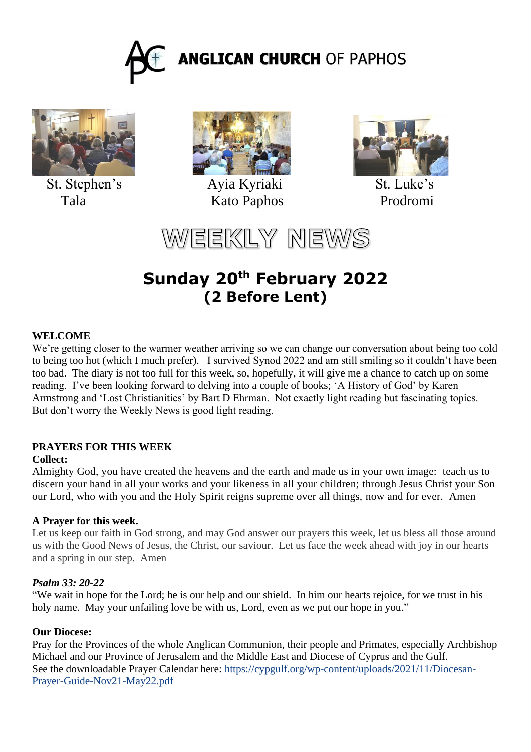# ANGLICAN CHURCH OF PAPHOS

St. Stephen's Tala | Ayia Kyriaki Kato Paphos | St. Luke's Prodromi

# WEEKLY NEWS

## Sunday 20th February 2022
## (2 Before Lent)

**WELCOME**

We're getting closer to the warmer weather arriving so we can change our conversation about being too cold to being too hot (which I much prefer). I survived Synod 2022 and am still smiling so it couldn't have been too bad. The diary is not too full for this week, so, hopefully, it will give me a chance to catch up on some reading. I've been looking forward to delving into a couple of books; 'A History of God' by Karen Armstrong and 'Lost Christianities' by Bart D Ehrman. Not exactly light reading but fascinating topics. But don't worry the Weekly News is good light reading.

**PRAYERS FOR THIS WEEK**

**Collect:**

Almighty God, you have created the heavens and the earth and made us in your own image: teach us to discern your hand in all your works and your likeness in all your children; through Jesus Christ your Son our Lord, who with you and the Holy Spirit reigns supreme over all things, now and for ever. Amen

**A Prayer for this week.**

Let us keep our faith in God strong, and may God answer our prayers this week, let us bless all those around us with the Good News of Jesus, the Christ, our saviour. Let us face the week ahead with joy in our hearts and a spring in our step. Amen

***Psalm 33: 20-22***

"We wait in hope for the Lord; he is our help and our shield. In him our hearts rejoice, for we trust in his holy name. May your unfailing love be with us, Lord, even as we put our hope in you."

**Our Diocese:**

Pray for the Provinces of the whole Anglican Communion, their people and Primates, especially Archbishop Michael and our Province of Jerusalem and the Middle East and Diocese of Cyprus and the Gulf.
See the downloadable Prayer Calendar here: https://cypgulf.org/wp-content/uploads/2021/11/Diocesan-Prayer-Guide-Nov21-May22.pdf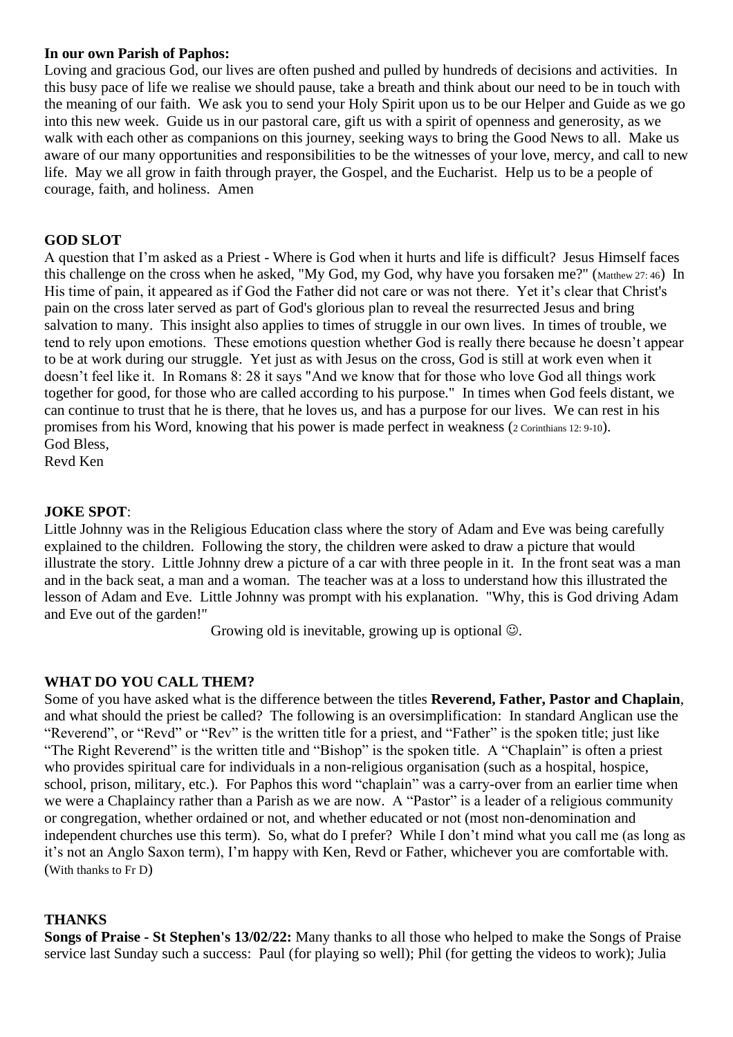**In our own Parish of Paphos:**

Loving and gracious God, our lives are often pushed and pulled by hundreds of decisions and activities. In this busy pace of life we realise we should pause, take a breath and think about our need to be in touch with the meaning of our faith. We ask you to send your Holy Spirit upon us to be our Helper and Guide as we go into this new week. Guide us in our pastoral care, gift us with a spirit of openness and generosity, as we walk with each other as companions on this journey, seeking ways to bring the Good News to all. Make us aware of our many opportunities and responsibilities to be the witnesses of your love, mercy, and call to new life. May we all grow in faith through prayer, the Gospel, and the Eucharist. Help us to be a people of courage, faith, and holiness. Amen

## GOD SLOT

A question that I'm asked as a Priest - Where is God when it hurts and life is difficult? Jesus Himself faces this challenge on the cross when he asked, "My God, my God, why have you forsaken me?" (Matthew 27: 46) In His time of pain, it appeared as if God the Father did not care or was not there. Yet it's clear that Christ's pain on the cross later served as part of God's glorious plan to reveal the resurrected Jesus and bring salvation to many. This insight also applies to times of struggle in our own lives. In times of trouble, we tend to rely upon emotions. These emotions question whether God is really there because he doesn't appear to be at work during our struggle. Yet just as with Jesus on the cross, God is still at work even when it doesn't feel like it. In Romans 8: 28 it says "And we know that for those who love God all things work together for good, for those who are called according to his purpose." In times when God feels distant, we can continue to trust that he is there, that he loves us, and has a purpose for our lives. We can rest in his promises from his Word, knowing that his power is made perfect in weakness (2 Corinthians 12: 9-10).

God Bless,
Revd Ken

## JOKE SPOT:

Little Johnny was in the Religious Education class where the story of Adam and Eve was being carefully explained to the children. Following the story, the children were asked to draw a picture that would illustrate the story. Little Johnny drew a picture of a car with three people in it. In the front seat was a man and in the back seat, a man and a woman. The teacher was at a loss to understand how this illustrated the lesson of Adam and Eve. Little Johnny was prompt with his explanation. "Why, this is God driving Adam and Eve out of the garden!"

Growing old is inevitable, growing up is optional ☺.

## WHAT DO YOU CALL THEM?

Some of you have asked what is the difference between the titles **Reverend, Father, Pastor and Chaplain**, and what should the priest be called? The following is an oversimplification: In standard Anglican use the "Reverend", or "Revd" or "Rev" is the written title for a priest, and "Father" is the spoken title; just like "The Right Reverend" is the written title and "Bishop" is the spoken title. A "Chaplain" is often a priest who provides spiritual care for individuals in a non-religious organisation (such as a hospital, hospice, school, prison, military, etc.). For Paphos this word "chaplain" was a carry-over from an earlier time when we were a Chaplaincy rather than a Parish as we are now. A "Pastor" is a leader of a religious community or congregation, whether ordained or not, and whether educated or not (most non-denomination and independent churches use this term). So, what do I prefer? While I don't mind what you call me (as long as it's not an Anglo Saxon term), I'm happy with Ken, Revd or Father, whichever you are comfortable with. (With thanks to Fr D)

## THANKS

**Songs of Praise - St Stephen's 13/02/22:** Many thanks to all those who helped to make the Songs of Praise service last Sunday such a success: Paul (for playing so well); Phil (for getting the videos to work); Julia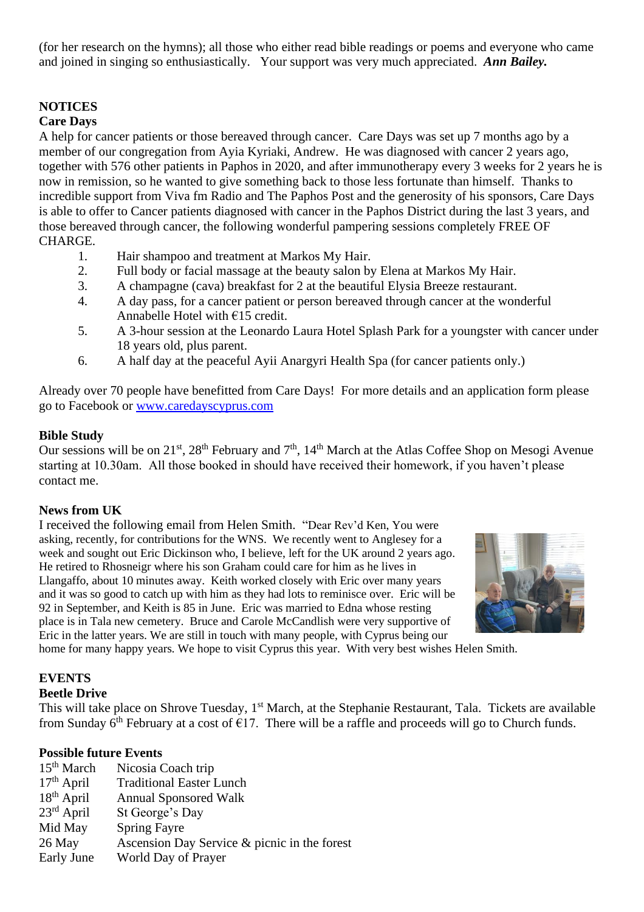(for her research on the hymns); all those who either read bible readings or poems and everyone who came and joined in singing so enthusiastically. Your support was very much appreciated. ***Ann Bailey.***

## NOTICES

### Care Days

A help for cancer patients or those bereaved through cancer. Care Days was set up 7 months ago by a member of our congregation from Ayia Kyriaki, Andrew. He was diagnosed with cancer 2 years ago, together with 576 other patients in Paphos in 2020, and after immunotherapy every 3 weeks for 2 years he is now in remission, so he wanted to give something back to those less fortunate than himself. Thanks to incredible support from Viva fm Radio and The Paphos Post and the generosity of his sponsors, Care Days is able to offer to Cancer patients diagnosed with cancer in the Paphos District during the last 3 years, and those bereaved through cancer, the following wonderful pampering sessions completely FREE OF CHARGE.

1. Hair shampoo and treatment at Markos My Hair.
2. Full body or facial massage at the beauty salon by Elena at Markos My Hair.
3. A champagne (cava) breakfast for 2 at the beautiful Elysia Breeze restaurant.
4. A day pass, for a cancer patient or person bereaved through cancer at the wonderful Annabelle Hotel with €15 credit.
5. A 3-hour session at the Leonardo Laura Hotel Splash Park for a youngster with cancer under 18 years old, plus parent.
6. A half day at the peaceful Ayii Anargyri Health Spa (for cancer patients only.)

Already over 70 people have benefitted from Care Days! For more details and an application form please go to Facebook or www.caredayscyprus.com

### Bible Study

Our sessions will be on 21st, 28th February and 7th, 14th March at the Atlas Coffee Shop on Mesogi Avenue starting at 10.30am. All those booked in should have received their homework, if you haven't please contact me.

### News from UK

I received the following email from Helen Smith. "Dear Rev'd Ken, You were asking, recently, for contributions for the WNS. We recently went to Anglesey for a week and sought out Eric Dickinson who, I believe, left for the UK around 2 years ago. He retired to Rhosneigr where his son Graham could care for him as he lives in Llangaffo, about 10 minutes away. Keith worked closely with Eric over many years and it was so good to catch up with him as they had lots to reminisce over. Eric will be 92 in September, and Keith is 85 in June. Eric was married to Edna whose resting place is in Tala new cemetery. Bruce and Carole McCandlish were very supportive of Eric in the latter years. We are still in touch with many people, with Cyprus being our home for many happy years. We hope to visit Cyprus this year. With very best wishes Helen Smith.

## EVENTS

### Beetle Drive

This will take place on Shrove Tuesday, 1st March, at the Stephanie Restaurant, Tala. Tickets are available from Sunday 6th February at a cost of €17. There will be a raffle and proceeds will go to Church funds.

### Possible future Events

| | |
|---|---|
| 15th March | Nicosia Coach trip |
| 17th April | Traditional Easter Lunch |
| 18th April | Annual Sponsored Walk |
| 23rd April | St George's Day |
| Mid May | Spring Fayre |
| 26 May | Ascension Day Service & picnic in the forest |
| Early June | World Day of Prayer |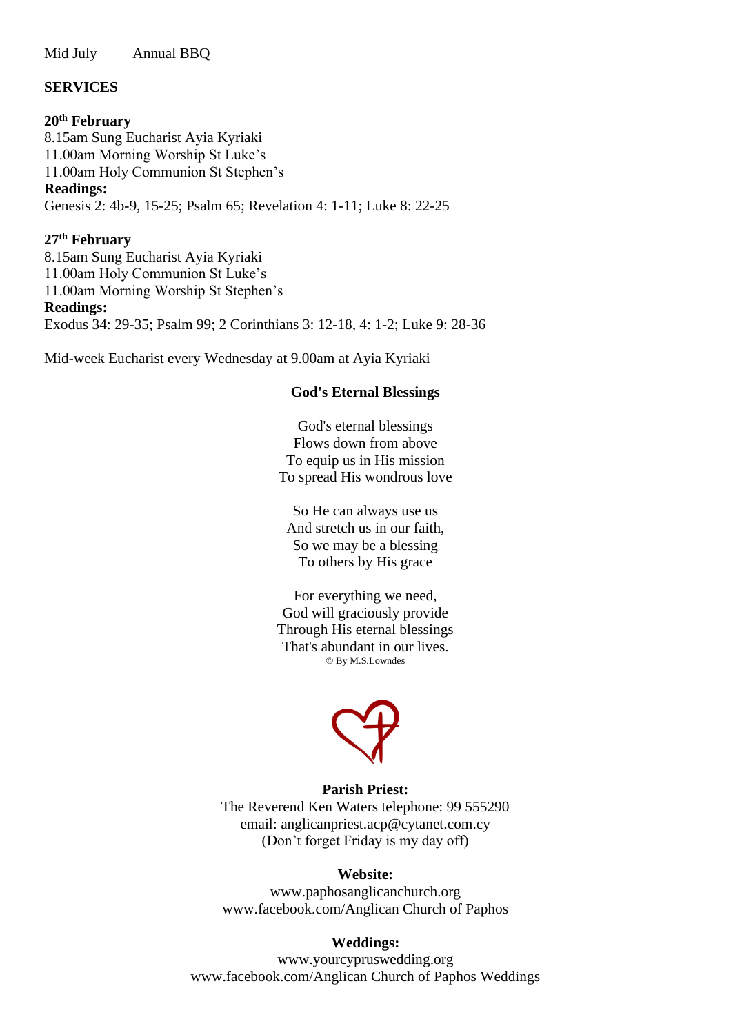Mid July Annual BBQ

**SERVICES**

**20th February**
8.15am Sung Eucharist Ayia Kyriaki
11.00am Morning Worship St Luke's
11.00am Holy Communion St Stephen's
**Readings:**
Genesis 2: 4b-9, 15-25; Psalm 65; Revelation 4: 1-11; Luke 8: 22-25

**27th February**
8.15am Sung Eucharist Ayia Kyriaki
11.00am Holy Communion St Luke's
11.00am Morning Worship St Stephen's
**Readings:**
Exodus 34: 29-35; Psalm 99; 2 Corinthians 3: 12-18, 4: 1-2; Luke 9: 28-36

Mid-week Eucharist every Wednesday at 9.00am at Ayia Kyriaki

**God's Eternal Blessings**

God's eternal blessings
Flows down from above
To equip us in His mission
To spread His wondrous love

So He can always use us
And stretch us in our faith,
So we may be a blessing
To others by His grace

For everything we need,
God will graciously provide
Through His eternal blessings
That's abundant in our lives.
© By M.S.Lowndes

**Parish Priest:**
The Reverend Ken Waters telephone: 99 555290
email: anglicanpriest.acp@cytanet.com.cy
(Don't forget Friday is my day off)

**Website:**
www.paphosanglicanchurch.org
www.facebook.com/Anglican Church of Paphos

**Weddings:**
www.yourcypruswedding.org
www.facebook.com/Anglican Church of Paphos Weddings